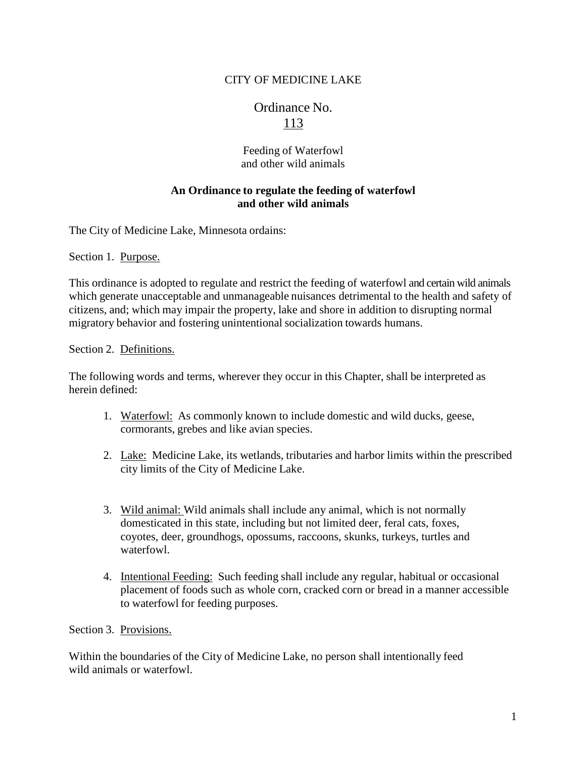CITY OF MEDICINE LAKE

# Ordinance No. 113

Feeding of Waterfowl
and other wild animals

**An Ordinance to regulate the feeding of waterfowl and other wild animals**

The City of Medicine Lake, Minnesota ordains:

Section 1. Purpose.

This ordinance is adopted to regulate and restrict the feeding of waterfowl and certain wild animals which generate unacceptable and unmanageable nuisances detrimental to the health and safety of citizens, and; which may impair the property, lake and shore in addition to disrupting normal migratory behavior and fostering unintentional socialization towards humans.

Section 2. Definitions.

The following words and terms, wherever they occur in this Chapter, shall be interpreted as herein defined:

1. Waterfowl: As commonly known to include domestic and wild ducks, geese, cormorants, grebes and like avian species.
2. Lake: Medicine Lake, its wetlands, tributaries and harbor limits within the prescribed city limits of the City of Medicine Lake.
3. Wild animal: Wild animals shall include any animal, which is not normally domesticated in this state, including but not limited deer, feral cats, foxes, coyotes, deer, groundhogs, opossums, raccoons, skunks, turkeys, turtles and waterfowl.
4. Intentional Feeding: Such feeding shall include any regular, habitual or occasional placement of foods such as whole corn, cracked corn or bread in a manner accessible to waterfowl for feeding purposes.

Section 3. Provisions.

Within the boundaries of the City of Medicine Lake, no person shall intentionally feed wild animals or waterfowl.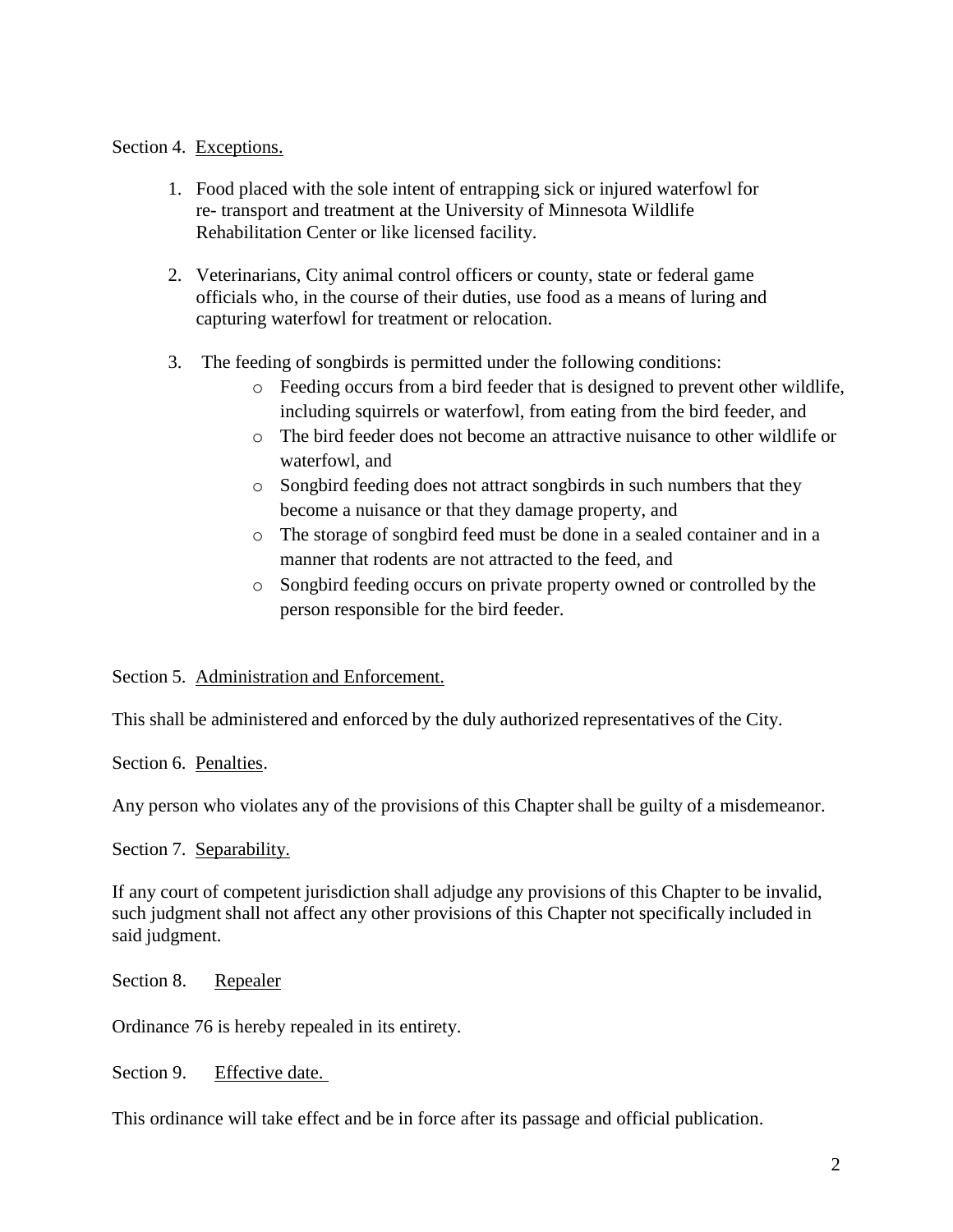Section 4. Exceptions.

1. Food placed with the sole intent of entrapping sick or injured waterfowl for re- transport and treatment at the University of Minnesota Wildlife Rehabilitation Center or like licensed facility.

2. Veterinarians, City animal control officers or county, state or federal game officials who, in the course of their duties, use food as a means of luring and capturing waterfowl for treatment or relocation.

3. The feeding of songbirds is permitted under the following conditions:
   - Feeding occurs from a bird feeder that is designed to prevent other wildlife, including squirrels or waterfowl, from eating from the bird feeder, and
   - The bird feeder does not become an attractive nuisance to other wildlife or waterfowl, and
   - Songbird feeding does not attract songbirds in such numbers that they become a nuisance or that they damage property, and
   - The storage of songbird feed must be done in a sealed container and in a manner that rodents are not attracted to the feed, and
   - Songbird feeding occurs on private property owned or controlled by the person responsible for the bird feeder.

Section 5. Administration and Enforcement.

This shall be administered and enforced by the duly authorized representatives of the City.

Section 6. Penalties.

Any person who violates any of the provisions of this Chapter shall be guilty of a misdemeanor.

Section 7. Separability.

If any court of competent jurisdiction shall adjudge any provisions of this Chapter to be invalid, such judgment shall not affect any other provisions of this Chapter not specifically included in said judgment.

Section 8. Repealer

Ordinance 76 is hereby repealed in its entirety.

Section 9. Effective date.

This ordinance will take effect and be in force after its passage and official publication.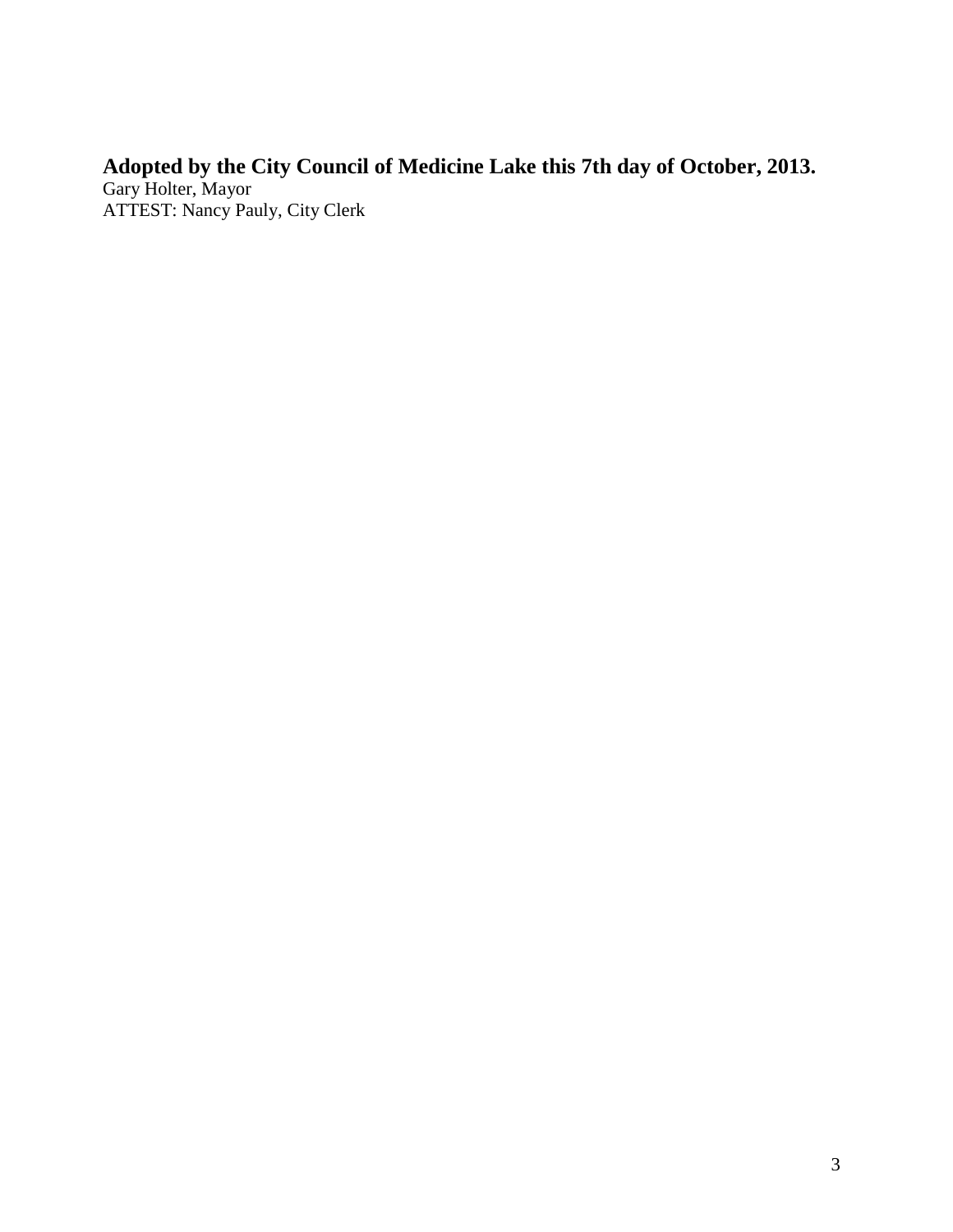**Adopted by the City Council of Medicine Lake this 7th day of October, 2013.**

Gary Holter, Mayor

ATTEST: Nancy Pauly, City Clerk